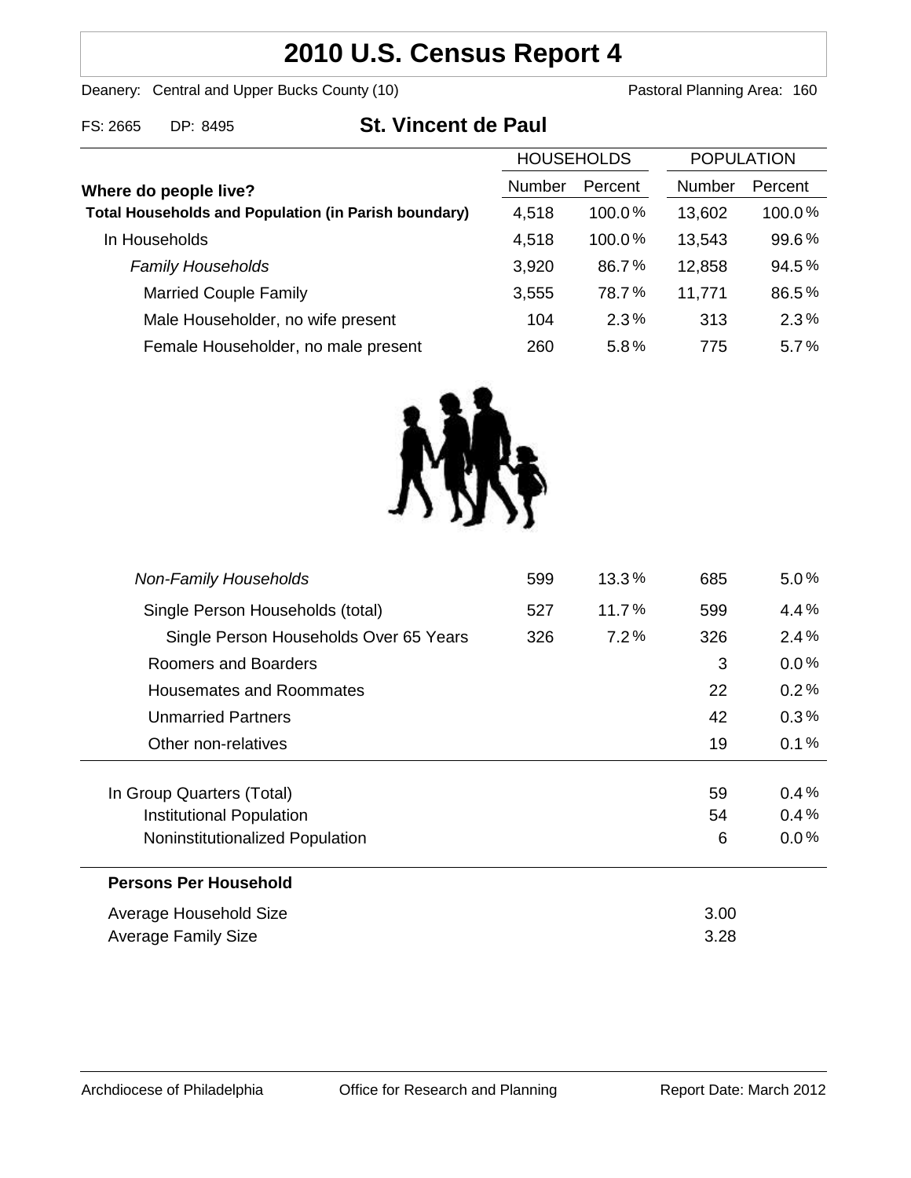# 2010 U.S. Census Report 4

Deanery: Central and Upper Bucks County (10) Pastoral Planning Area: 160

FS: 2665 DP: 8495

## St. Vincent de Paul

| Where do people live? | HOUSEHOLDS Number | HOUSEHOLDS Percent | POPULATION Number | POPULATION Percent |
|---|---|---|---|---|
| **Total Households and Population (in Parish boundary)** | 4,518 | 100.0% | 13,602 | 100.0% |
| In Households | 4,518 | 100.0% | 13,543 | 99.6% |
| *Family Households* | 3,920 | 86.7% | 12,858 | 94.5% |
| Married Couple Family | 3,555 | 78.7% | 11,771 | 86.5% |
| Male Householder, no wife present | 104 | 2.3% | 313 | 2.3% |
| Female Householder, no male present | 260 | 5.8% | 775 | 5.7% |
| *Non-Family Households* | 599 | 13.3% | 685 | 5.0% |
| Single Person Households (total) | 527 | 11.7% | 599 | 4.4% |
| Single Person Households Over 65 Years | 326 | 7.2% | 326 | 2.4% |
| Roomers and Boarders | | | 3 | 0.0% |
| Housemates and Roommates | | | 22 | 0.2% |
| Unmarried Partners | | | 42 | 0.3% |
| Other non-relatives | | | 19 | 0.1% |
| In Group Quarters (Total) | | | 59 | 0.4% |
| Institutional Population | | | 54 | 0.4% |
| Noninstitutionalized Population | | | 6 | 0.0% |

**Persons Per Household**

| | |
|---|---|
| Average Household Size | 3.00 |
| Average Family Size | 3.28 |

Archdiocese of Philadelphia Office for Research and Planning Report Date: March 2012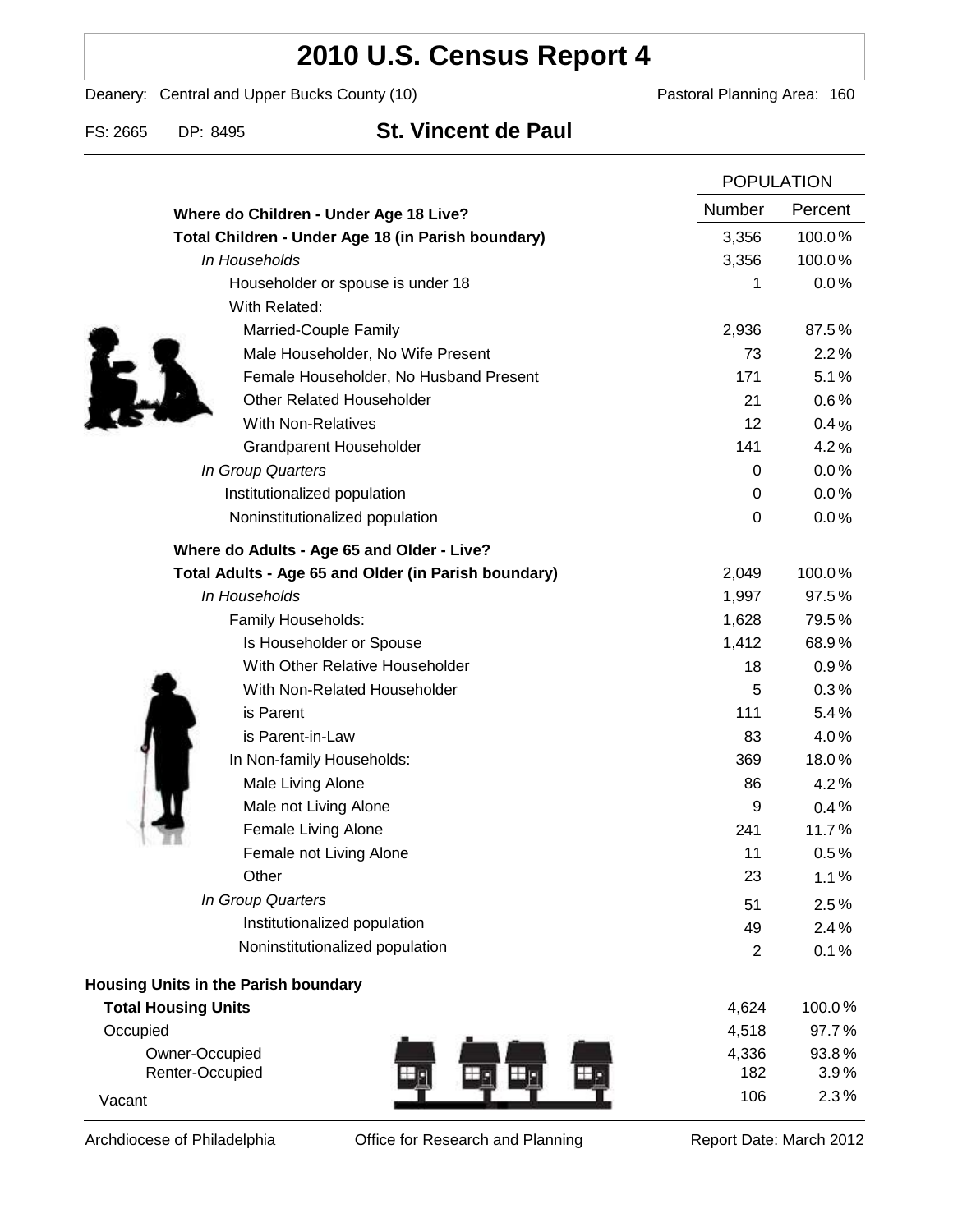# 2010 U.S. Census Report 4

Deanery: Central and Upper Bucks County (10) Pastoral Planning Area: 160

FS: 2665 DP: 8495 **St. Vincent de Paul**

| | POPULATION | |
|---|---|---|
| | Number | Percent |
| **Where do Children - Under Age 18 Live?** | | |
| **Total Children - Under Age 18 (in Parish boundary)** | 3,356 | 100.0% |
| *In Households* | 3,356 | 100.0% |
| Householder or spouse is under 18 | 1 | 0.0% |
| With Related: | | |
| Married-Couple Family | 2,936 | 87.5% |
| Male Householder, No Wife Present | 73 | 2.2% |
| Female Householder, No Husband Present | 171 | 5.1% |
| Other Related Householder | 21 | 0.6% |
| With Non-Relatives | 12 | 0.4% |
| Grandparent Householder | 141 | 4.2% |
| *In Group Quarters* | 0 | 0.0% |
| Institutionalized population | 0 | 0.0% |
| Noninstitutionalized population | 0 | 0.0% |
| **Where do Adults - Age 65 and Older - Live?** | | |
| **Total Adults - Age 65 and Older (in Parish boundary)** | 2,049 | 100.0% |
| *In Households* | 1,997 | 97.5% |
| Family Households: | 1,628 | 79.5% |
| Is Householder or Spouse | 1,412 | 68.9% |
| With Other Relative Householder | 18 | 0.9% |
| With Non-Related Householder | 5 | 0.3% |
| is Parent | 111 | 5.4% |
| is Parent-in-Law | 83 | 4.0% |
| In Non-family Households: | 369 | 18.0% |
| Male Living Alone | 86 | 4.2% |
| Male not Living Alone | 9 | 0.4% |
| Female Living Alone | 241 | 11.7% |
| Female not Living Alone | 11 | 0.5% |
| Other | 23 | 1.1% |
| *In Group Quarters* | 51 | 2.5% |
| Institutionalized population | 49 | 2.4% |
| Noninstitutionalized population | 2 | 0.1% |
| **Housing Units in the Parish boundary** | | |
| **Total Housing Units** | 4,624 | 100.0% |
| Occupied | 4,518 | 97.7% |
| Owner-Occupied | 4,336 | 93.8% |
| Renter-Occupied | 182 | 3.9% |
| Vacant | 106 | 2.3% |

Archdiocese of Philadelphia Office for Research and Planning Report Date: March 2012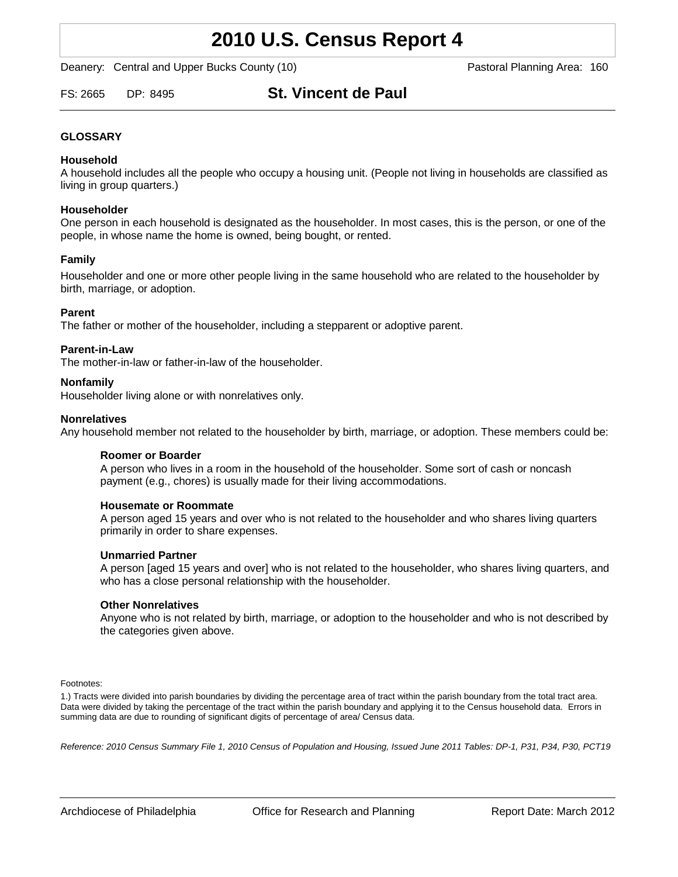# 2010 U.S. Census Report 4

Deanery: Central and Upper Bucks County (10) Pastoral Planning Area: 160

FS: 2665 DP: 8495 **St. Vincent de Paul**

## GLOSSARY

**Household**
A household includes all the people who occupy a housing unit. (People not living in households are classified as living in group quarters.)

**Householder**
One person in each household is designated as the householder. In most cases, this is the person, or one of the people, in whose name the home is owned, being bought, or rented.

**Family**

Householder and one or more other people living in the same household who are related to the householder by birth, marriage, or adoption.

**Parent**
The father or mother of the householder, including a stepparent or adoptive parent.

**Parent-in-Law**
The mother-in-law or father-in-law of the householder.

**Nonfamily**
Householder living alone or with nonrelatives only.

**Nonrelatives**
Any household member not related to the householder by birth, marriage, or adoption. These members could be:

**Roomer or Boarder**
A person who lives in a room in the household of the householder. Some sort of cash or noncash payment (e.g., chores) is usually made for their living accommodations.

**Housemate or Roommate**
A person aged 15 years and over who is not related to the householder and who shares living quarters primarily in order to share expenses.

**Unmarried Partner**
A person [aged 15 years and over] who is not related to the householder, who shares living quarters, and who has a close personal relationship with the householder.

**Other Nonrelatives**
Anyone who is not related by birth, marriage, or adoption to the householder and who is not described by the categories given above.

Footnotes:

1.) Tracts were divided into parish boundaries by dividing the percentage area of tract within the parish boundary from the total tract area. Data were divided by taking the percentage of the tract within the parish boundary and applying it to the Census household data. Errors in summing data are due to rounding of significant digits of percentage of area/ Census data.

*Reference: 2010 Census Summary File 1, 2010 Census of Population and Housing, Issued June 2011 Tables: DP-1, P31, P34, P30, PCT19*

Archdiocese of Philadelphia Office for Research and Planning Report Date: March 2012